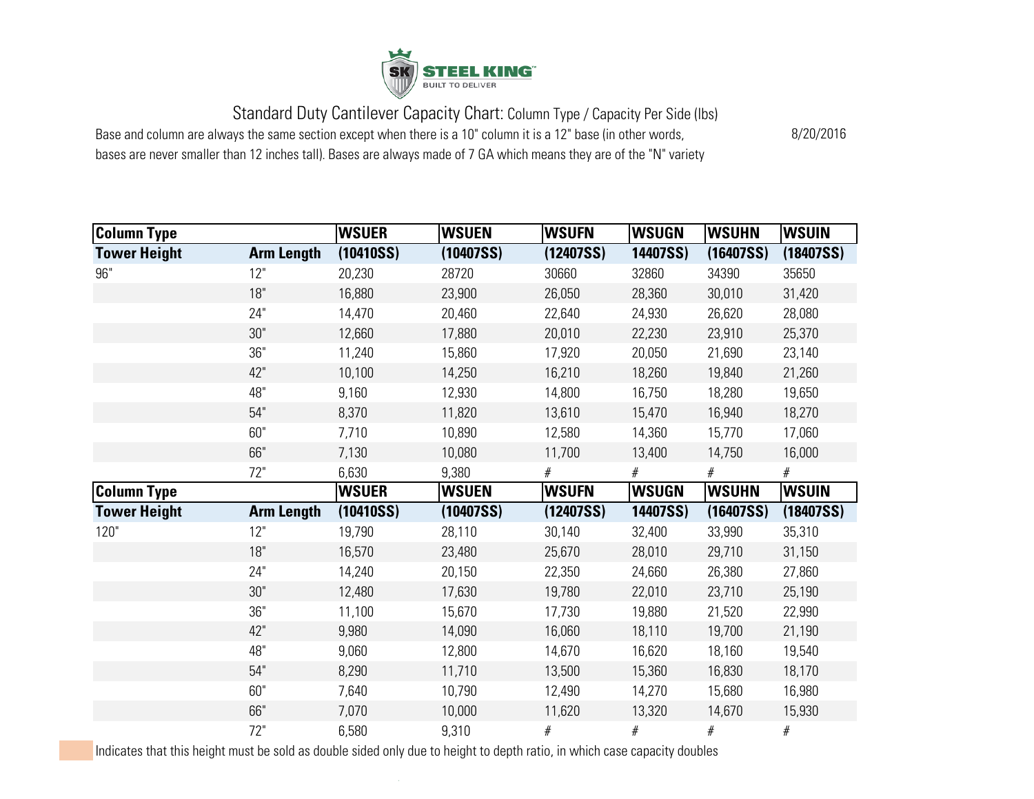STEEL KING
BUILT TO DELIVER

# Standard Duty Cantilever Capacity Chart: Column Type / Capacity Per Side (lbs)

Base and column are always the same section except when there is a 10" column it is a 12" base (in other words, bases are never smaller than 12 inches tall). Bases are always made of 7 GA which means they are of the "N" variety

8/20/2016

| Column Type | | WSUER | WSUEN | WSUFN | WSUGN | WSUHN | WSUIN |
|---|---|---|---|---|---|---|---|
| **Tower Height** | **Arm Length** | **(10410SS)** | **(10407SS)** | **(12407SS)** | **14407SS)** | **(16407SS)** | **(18407SS)** |
| 96" | 12" | 20,230 | 28720 | 30660 | 32860 | 34390 | 35650 |
| | 18" | 16,880 | 23,900 | 26,050 | 28,360 | 30,010 | 31,420 |
| | 24" | 14,470 | 20,460 | 22,640 | 24,930 | 26,620 | 28,080 |
| | 30" | 12,660 | 17,880 | 20,010 | 22,230 | 23,910 | 25,370 |
| | 36" | 11,240 | 15,860 | 17,920 | 20,050 | 21,690 | 23,140 |
| | 42" | 10,100 | 14,250 | 16,210 | 18,260 | 19,840 | 21,260 |
| | 48" | 9,160 | 12,930 | 14,800 | 16,750 | 18,280 | 19,650 |
| | 54" | 8,370 | 11,820 | 13,610 | 15,470 | 16,940 | 18,270 |
| | 60" | 7,710 | 10,890 | 12,580 | 14,360 | 15,770 | 17,060 |
| | 66" | 7,130 | 10,080 | 11,700 | 13,400 | 14,750 | 16,000 |
| | 72" | 6,630 | 9,380 | # | # | # | # |

| Column Type | | WSUER | WSUEN | WSUFN | WSUGN | WSUHN | WSUIN |
|---|---|---|---|---|---|---|---|
| **Tower Height** | **Arm Length** | **(10410SS)** | **(10407SS)** | **(12407SS)** | **14407SS)** | **(16407SS)** | **(18407SS)** |
| 120" | 12" | 19,790 | 28,110 | 30,140 | 32,400 | 33,990 | 35,310 |
| | 18" | 16,570 | 23,480 | 25,670 | 28,010 | 29,710 | 31,150 |
| | 24" | 14,240 | 20,150 | 22,350 | 24,660 | 26,380 | 27,860 |
| | 30" | 12,480 | 17,630 | 19,780 | 22,010 | 23,710 | 25,190 |
| | 36" | 11,100 | 15,670 | 17,730 | 19,880 | 21,520 | 22,990 |
| | 42" | 9,980 | 14,090 | 16,060 | 18,110 | 19,700 | 21,190 |
| | 48" | 9,060 | 12,800 | 14,670 | 16,620 | 18,160 | 19,540 |
| | 54" | 8,290 | 11,710 | 13,500 | 15,360 | 16,830 | 18,170 |
| | 60" | 7,640 | 10,790 | 12,490 | 14,270 | 15,680 | 16,980 |
| | 66" | 7,070 | 10,000 | 11,620 | 13,320 | 14,670 | 15,930 |
| | 72" | 6,580 | 9,310 | # | # | # | # |

Indicates that this height must be sold as double sided only due to height to depth ratio, in which case capacity doubles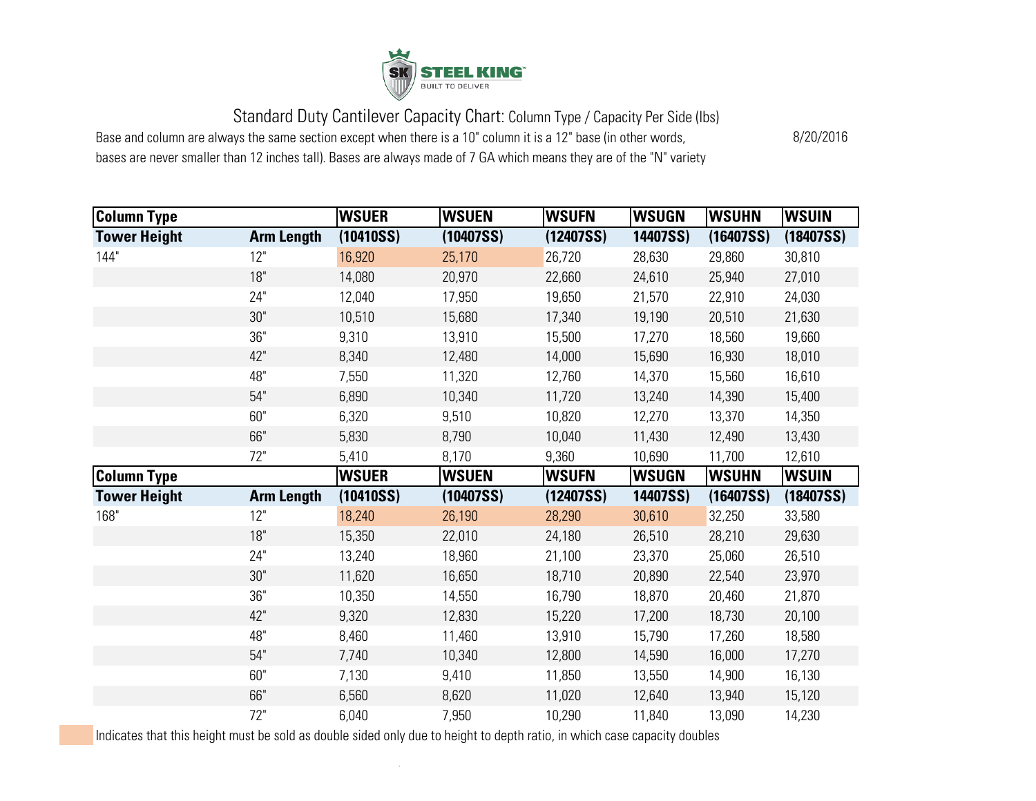STEEL KING
BUILT TO DELIVER

# Standard Duty Cantilever Capacity Chart: Column Type / Capacity Per Side (lbs)

Base and column are always the same section except when there is a 10" column it is a 12" base (in other words, bases are never smaller than 12 inches tall). Bases are always made of 7 GA which means they are of the "N" variety

8/20/2016

| **Column Type** | | **WSUER** | **WSUEN** | **WSUFN** | **WSUGN** | **WSUHN** | **WSUIN** |
|---|---|---|---|---|---|---|---|
| **Tower Height** | **Arm Length** | **(10410SS)** | **(10407SS)** | **(12407SS)** | **14407SS)** | **(16407SS)** | **(18407SS)** |
| 144" | 12" | 16,920 | 25,170 | 26,720 | 28,630 | 29,860 | 30,810 |
| | 18" | 14,080 | 20,970 | 22,660 | 24,610 | 25,940 | 27,010 |
| | 24" | 12,040 | 17,950 | 19,650 | 21,570 | 22,910 | 24,030 |
| | 30" | 10,510 | 15,680 | 17,340 | 19,190 | 20,510 | 21,630 |
| | 36" | 9,310 | 13,910 | 15,500 | 17,270 | 18,560 | 19,660 |
| | 42" | 8,340 | 12,480 | 14,000 | 15,690 | 16,930 | 18,010 |
| | 48" | 7,550 | 11,320 | 12,760 | 14,370 | 15,560 | 16,610 |
| | 54" | 6,890 | 10,340 | 11,720 | 13,240 | 14,390 | 15,400 |
| | 60" | 6,320 | 9,510 | 10,820 | 12,270 | 13,370 | 14,350 |
| | 66" | 5,830 | 8,790 | 10,040 | 11,430 | 12,490 | 13,430 |
| | 72" | 5,410 | 8,170 | 9,360 | 10,690 | 11,700 | 12,610 |

| **Column Type** | | **WSUER** | **WSUEN** | **WSUFN** | **WSUGN** | **WSUHN** | **WSUIN** |
|---|---|---|---|---|---|---|---|
| **Tower Height** | **Arm Length** | **(10410SS)** | **(10407SS)** | **(12407SS)** | **14407SS)** | **(16407SS)** | **(18407SS)** |
| 168" | 12" | 18,240 | 26,190 | 28,290 | 30,610 | 32,250 | 33,580 |
| | 18" | 15,350 | 22,010 | 24,180 | 26,510 | 28,210 | 29,630 |
| | 24" | 13,240 | 18,960 | 21,100 | 23,370 | 25,060 | 26,510 |
| | 30" | 11,620 | 16,650 | 18,710 | 20,890 | 22,540 | 23,970 |
| | 36" | 10,350 | 14,550 | 16,790 | 18,870 | 20,460 | 21,870 |
| | 42" | 9,320 | 12,830 | 15,220 | 17,200 | 18,730 | 20,100 |
| | 48" | 8,460 | 11,460 | 13,910 | 15,790 | 17,260 | 18,580 |
| | 54" | 7,740 | 10,340 | 12,800 | 14,590 | 16,000 | 17,270 |
| | 60" | 7,130 | 9,410 | 11,850 | 13,550 | 14,900 | 16,130 |
| | 66" | 6,560 | 8,620 | 11,020 | 12,640 | 13,940 | 15,120 |
| | 72" | 6,040 | 7,950 | 10,290 | 11,840 | 13,090 | 14,230 |

Indicates that this height must be sold as double sided only due to height to depth ratio, in which case capacity doubles (highlighted: 144" / 12" WSUER 16,920 and WSUEN 25,170; 168" / 12" WSUER 18,240, WSUEN 26,190, WSUFN 28,290 and WSUGN 30,610)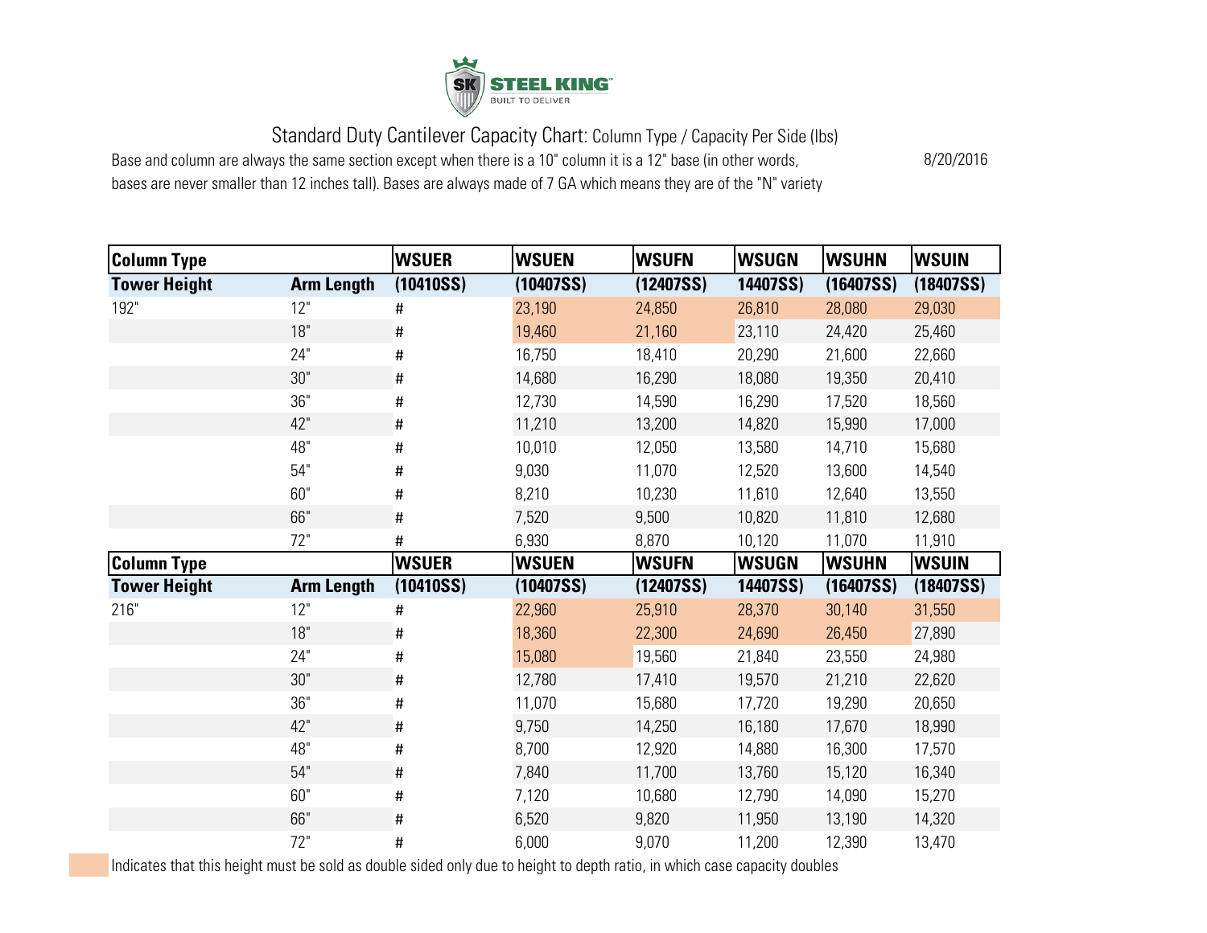STEEL KING
BUILT TO DELIVER

## Standard Duty Cantilever Capacity Chart: Column Type / Capacity Per Side (lbs)

Base and column are always the same section except when there is a 10" column it is a 12" base (in other words, bases are never smaller than 12 inches tall). Bases are always made of 7 GA which means they are of the "N" variety

8/20/2016

| Column Type | | WSUER | WSUEN | WSUFN | WSUGN | WSUHN | WSUIN |
|---|---|---|---|---|---|---|---|
| **Tower Height** | **Arm Length** | **(10410SS)** | **(10407SS)** | **(12407SS)** | **14407SS)** | **(16407SS)** | **(18407SS)** |
| 192" | 12" | # | 23,190 | 24,850 | 26,810 | 28,080 | 29,030 |
| | 18" | # | 19,460 | 21,160 | 23,110 | 24,420 | 25,460 |
| | 24" | # | 16,750 | 18,410 | 20,290 | 21,600 | 22,660 |
| | 30" | # | 14,680 | 16,290 | 18,080 | 19,350 | 20,410 |
| | 36" | # | 12,730 | 14,590 | 16,290 | 17,520 | 18,560 |
| | 42" | # | 11,210 | 13,200 | 14,820 | 15,990 | 17,000 |
| | 48" | # | 10,010 | 12,050 | 13,580 | 14,710 | 15,680 |
| | 54" | # | 9,030 | 11,070 | 12,520 | 13,600 | 14,540 |
| | 60" | # | 8,210 | 10,230 | 11,610 | 12,640 | 13,550 |
| | 66" | # | 7,520 | 9,500 | 10,820 | 11,810 | 12,680 |
| | 72" | # | 6,930 | 8,870 | 10,120 | 11,070 | 11,910 |
| **Column Type** | | **WSUER** | **WSUEN** | **WSUFN** | **WSUGN** | **WSUHN** | **WSUIN** |
| **Tower Height** | **Arm Length** | **(10410SS)** | **(10407SS)** | **(12407SS)** | **14407SS)** | **(16407SS)** | **(18407SS)** |
| 216" | 12" | # | 22,960 | 25,910 | 28,370 | 30,140 | 31,550 |
| | 18" | # | 18,360 | 22,300 | 24,690 | 26,450 | 27,890 |
| | 24" | # | 15,080 | 19,560 | 21,840 | 23,550 | 24,980 |
| | 30" | # | 12,780 | 17,410 | 19,570 | 21,210 | 22,620 |
| | 36" | # | 11,070 | 15,680 | 17,720 | 19,290 | 20,650 |
| | 42" | # | 9,750 | 14,250 | 16,180 | 17,670 | 18,990 |
| | 48" | # | 8,700 | 12,920 | 14,880 | 16,300 | 17,570 |
| | 54" | # | 7,840 | 11,700 | 13,760 | 15,120 | 16,340 |
| | 60" | # | 7,120 | 10,680 | 12,790 | 14,090 | 15,270 |
| | 66" | # | 6,520 | 9,820 | 11,950 | 13,190 | 14,320 |
| | 72" | # | 6,000 | 9,070 | 11,200 | 12,390 | 13,470 |

(Shaded) Indicates that this height must be sold as double sided only due to height to depth ratio, in which case capacity doubles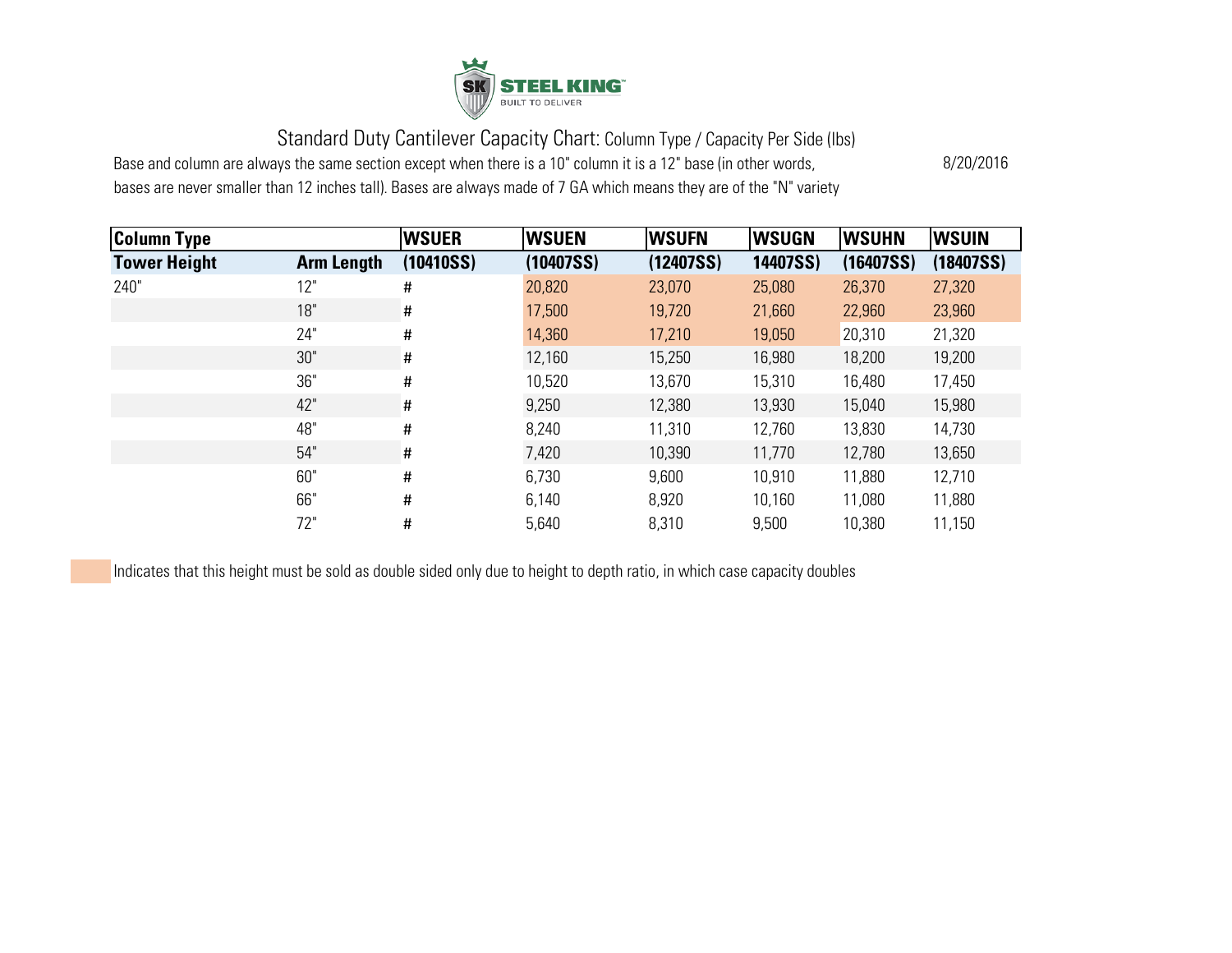STEEL KING
BUILT TO DELIVER

# Standard Duty Cantilever Capacity Chart: Column Type / Capacity Per Side (lbs)

Base and column are always the same section except when there is a 10" column it is a 12" base (in other words, bases are never smaller than 12 inches tall). Bases are always made of 7 GA which means they are of the "N" variety

8/20/2016

| Column Type | | WSUER | WSUEN | WSUFN | WSUGN | WSUHN | WSUIN |
|---|---|---|---|---|---|---|---|
| **Tower Height** | **Arm Length** | **(10410SS)** | **(10407SS)** | **(12407SS)** | **14407SS)** | **(16407SS)** | **(18407SS)** |
| 240" | 12" | # | 20,820 | 23,070 | 25,080 | 26,370 | 27,320 |
| | 18" | # | 17,500 | 19,720 | 21,660 | 22,960 | 23,960 |
| | 24" | # | 14,360 | 17,210 | 19,050 | 20,310 | 21,320 |
| | 30" | # | 12,160 | 15,250 | 16,980 | 18,200 | 19,200 |
| | 36" | # | 10,520 | 13,670 | 15,310 | 16,480 | 17,450 |
| | 42" | # | 9,250 | 12,380 | 13,930 | 15,040 | 15,980 |
| | 48" | # | 8,240 | 11,310 | 12,760 | 13,830 | 14,730 |
| | 54" | # | 7,420 | 10,390 | 11,770 | 12,780 | 13,650 |
| | 60" | # | 6,730 | 9,600 | 10,910 | 11,880 | 12,710 |
| | 66" | # | 6,140 | 8,920 | 10,160 | 11,080 | 11,880 |
| | 72" | # | 5,640 | 8,310 | 9,500 | 10,380 | 11,150 |

Indicates that this height must be sold as double sided only due to height to depth ratio, in which case capacity doubles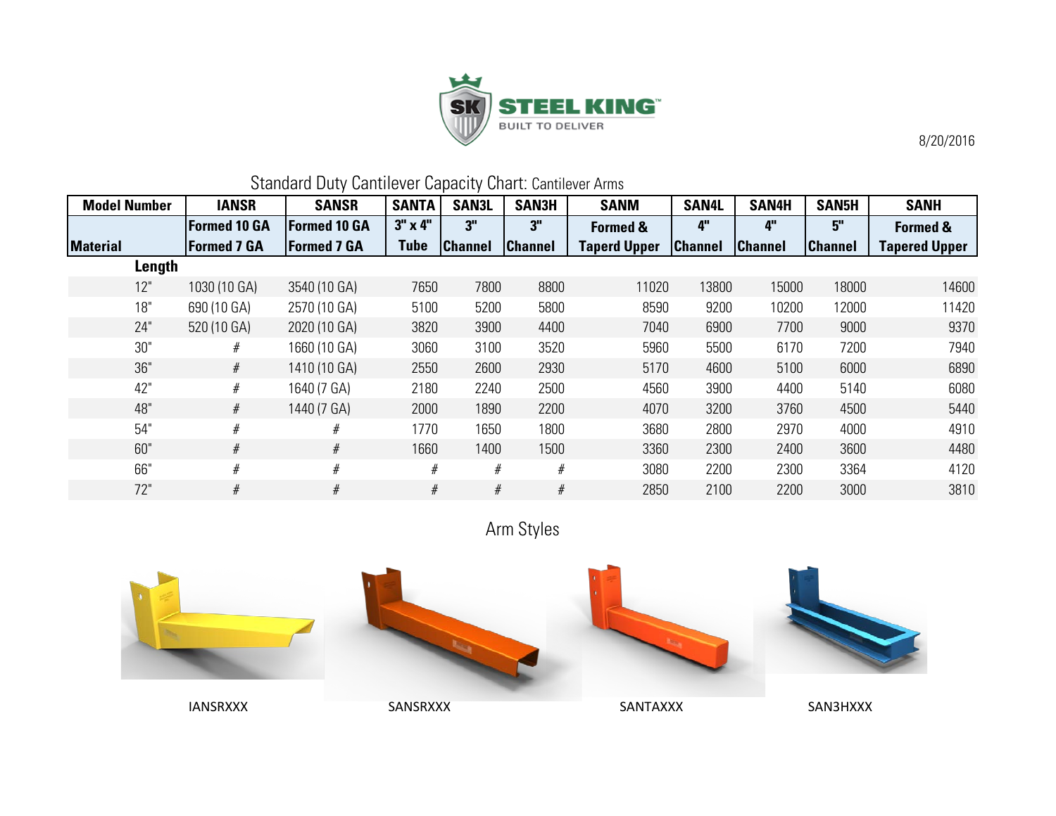STEEL KING
BUILT TO DELIVER

8/20/2016

## Standard Duty Cantilever Capacity Chart: Cantilever Arms

| Model Number | IANSR | SANSR | SANTA | SAN3L | SAN3H | SANM | SAN4L | SAN4H | SAN5H | SANH |
|---|---|---|---|---|---|---|---|---|---|---|
| Material | Formed 10 GA Formed 7 GA | Formed 10 GA Formed 7 GA | 3" x 4" Tube | 3" Channel | 3" Channel | Formed & Taperd Upper | 4" Channel | 4" Channel | 5" Channel | Formed & Tapered Upper |
| **Length** | | | | | | | | | | |
| 12" | 1030 (10 GA) | 3540 (10 GA) | 7650 | 7800 | 8800 | 11020 | 13800 | 15000 | 18000 | 14600 |
| 18" | 690 (10 GA) | 2570 (10 GA) | 5100 | 5200 | 5800 | 8590 | 9200 | 10200 | 12000 | 11420 |
| 24" | 520 (10 GA) | 2020 (10 GA) | 3820 | 3900 | 4400 | 7040 | 6900 | 7700 | 9000 | 9370 |
| 30" | # | 1660 (10 GA) | 3060 | 3100 | 3520 | 5960 | 5500 | 6170 | 7200 | 7940 |
| 36" | # | 1410 (10 GA) | 2550 | 2600 | 2930 | 5170 | 4600 | 5100 | 6000 | 6890 |
| 42" | # | 1640 (7 GA) | 2180 | 2240 | 2500 | 4560 | 3900 | 4400 | 5140 | 6080 |
| 48" | # | 1440 (7 GA) | 2000 | 1890 | 2200 | 4070 | 3200 | 3760 | 4500 | 5440 |
| 54" | # | # | 1770 | 1650 | 1800 | 3680 | 2800 | 2970 | 4000 | 4910 |
| 60" | # | # | 1660 | 1400 | 1500 | 3360 | 2300 | 2400 | 3600 | 4480 |
| 66" | # | # | # | # | # | 3080 | 2200 | 2300 | 3364 | 4120 |
| 72" | # | # | # | # | # | 2850 | 2100 | 2200 | 3000 | 3810 |

## Arm Styles

IANSRXXX

SANSRXXX

SANTAXXX

SAN3HXXX